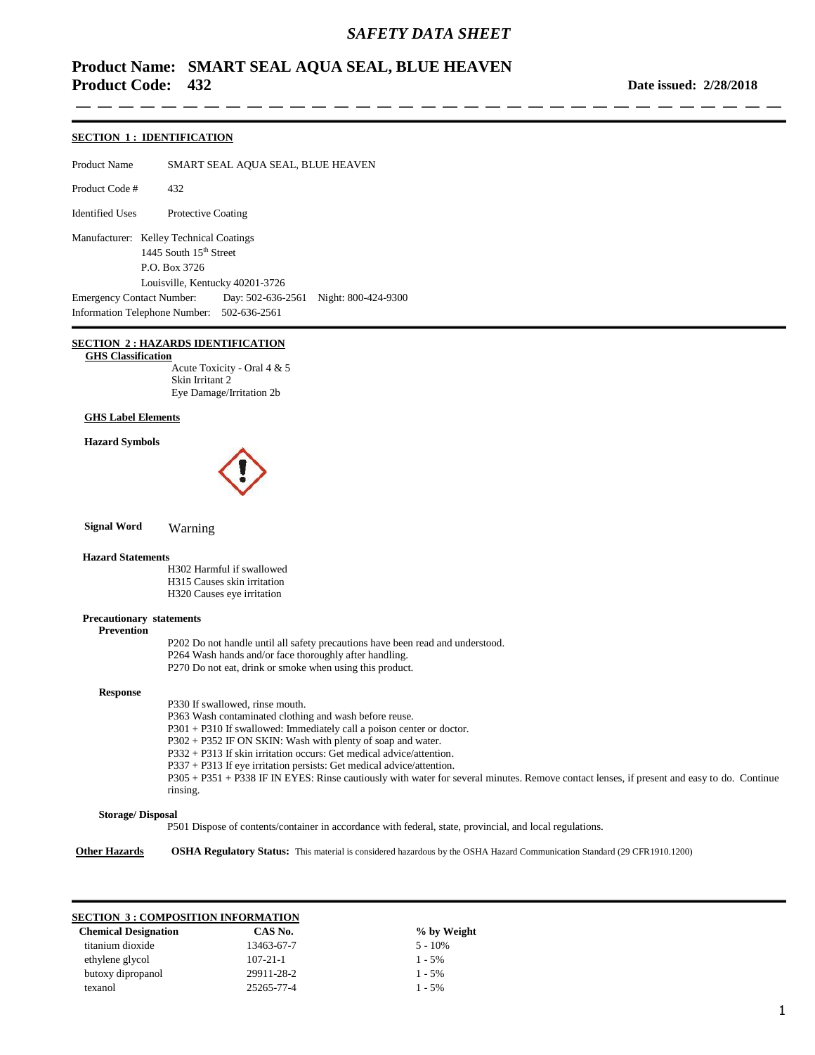# SAFETY DATA SHEET

## Product Name: SMART SEAL AQUA SEAL, BLUE HEAVEN
## Product Code: 432

**Date issued: 2/28/2018**

---

## SECTION 1 : IDENTIFICATION

Product Name SMART SEAL AQUA SEAL, BLUE HEAVEN

Product Code # 432

Identified Uses Protective Coating

Manufacturer: Kelley Technical Coatings
1445 South 15th Street
P.O. Box 3726
Louisville, Kentucky 40201-3726

Emergency Contact Number: Day: 502-636-2561 Night: 800-424-9300
Information Telephone Number: 502-636-2561

## SECTION 2 : HAZARDS IDENTIFICATION

**GHS Classification**

Acute Toxicity - Oral 4 & 5
Skin Irritant 2
Eye Damage/Irritation 2b

**GHS Label Elements**

**Hazard Symbols**

**Signal Word** Warning

**Hazard Statements**

H302 Harmful if swallowed
H315 Causes skin irritation
H320 Causes eye irritation

**Precautionary statements**

**Prevention**

P202 Do not handle until all safety precautions have been read and understood.
P264 Wash hands and/or face thoroughly after handling.
P270 Do not eat, drink or smoke when using this product.

**Response**

P330 If swallowed, rinse mouth.
P363 Wash contaminated clothing and wash before reuse.
P301 + P310 If swallowed: Immediately call a poison center or doctor.
P302 + P352 IF ON SKIN: Wash with plenty of soap and water.
P332 + P313 If skin irritation occurs: Get medical advice/attention.
P337 + P313 If eye irritation persists: Get medical advice/attention.
P305 + P351 + P338 IF IN EYES: Rinse cautiously with water for several minutes. Remove contact lenses, if present and easy to do. Continue rinsing.

**Storage/ Disposal**

P501 Dispose of contents/container in accordance with federal, state, provincial, and local regulations.

**Other Hazards** **OSHA Regulatory Status:** This material is considered hazardous by the OSHA Hazard Communication Standard (29 CFR1910.1200)

## SECTION 3 : COMPOSITION INFORMATION

| Chemical Designation | CAS No. | % by Weight |
|---|---|---|
| titanium dioxide | 13463-67-7 | 5 - 10% |
| ethylene glycol | 107-21-1 | 1 - 5% |
| butoxy dipropanol | 29911-28-2 | 1 - 5% |
| texanol | 25265-77-4 | 1 - 5% |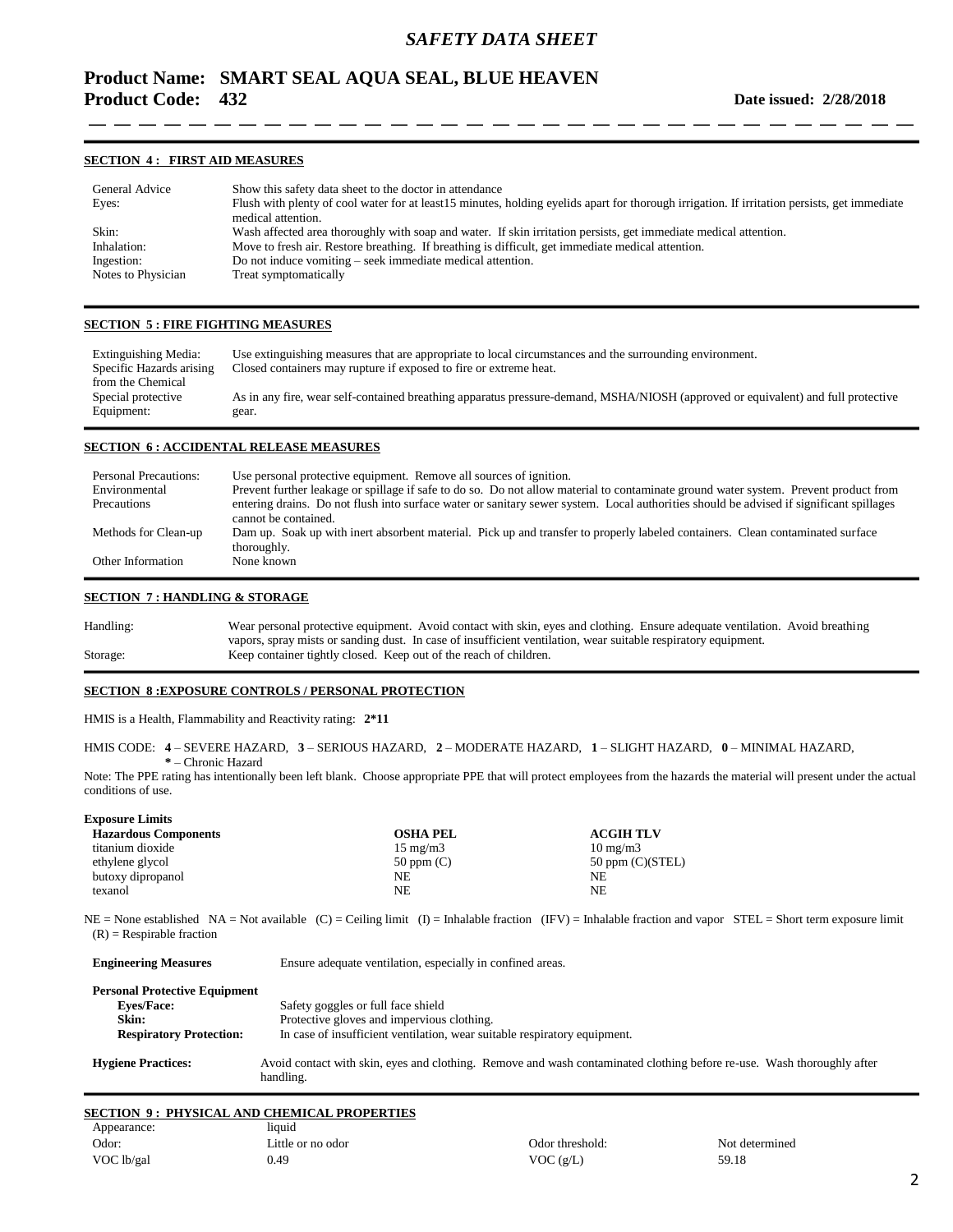# SAFETY DATA SHEET

## Product Name: SMART SEAL AQUA SEAL, BLUE HEAVEN
**Product Code: 432** **Date issued: 2/28/2018**

### SECTION 4 : FIRST AID MEASURES

| | |
|---|---|
| General Advice | Show this safety data sheet to the doctor in attendance |
| Eyes: | Flush with plenty of cool water for at least15 minutes, holding eyelids apart for thorough irrigation. If irritation persists, get immediate medical attention. |
| Skin: | Wash affected area thoroughly with soap and water. If skin irritation persists, get immediate medical attention. |
| Inhalation: | Move to fresh air. Restore breathing. If breathing is difficult, get immediate medical attention. |
| Ingestion: | Do not induce vomiting – seek immediate medical attention. |
| Notes to Physician | Treat symptomatically |

### SECTION 5 : FIRE FIGHTING MEASURES

| | |
|---|---|
| Extinguishing Media: | Use extinguishing measures that are appropriate to local circumstances and the surrounding environment. |
| Specific Hazards arising from the Chemical | Closed containers may rupture if exposed to fire or extreme heat. |
| Special protective Equipment: | As in any fire, wear self-contained breathing apparatus pressure-demand, MSHA/NIOSH (approved or equivalent) and full protective gear. |

### SECTION 6 : ACCIDENTAL RELEASE MEASURES

| | |
|---|---|
| Personal Precautions: | Use personal protective equipment. Remove all sources of ignition. |
| Environmental Precautions | Prevent further leakage or spillage if safe to do so. Do not allow material to contaminate ground water system. Prevent product from entering drains. Do not flush into surface water or sanitary sewer system. Local authorities should be advised if significant spillages cannot be contained. |
| Methods for Clean-up | Dam up. Soak up with inert absorbent material. Pick up and transfer to properly labeled containers. Clean contaminated surface thoroughly. |
| Other Information | None known |

### SECTION 7 : HANDLING & STORAGE

| | |
|---|---|
| Handling: | Wear personal protective equipment. Avoid contact with skin, eyes and clothing. Ensure adequate ventilation. Avoid breathing vapors, spray mists or sanding dust. In case of insufficient ventilation, wear suitable respiratory equipment. |
| Storage: | Keep container tightly closed. Keep out of the reach of children. |

### SECTION 8 :EXPOSURE CONTROLS / PERSONAL PROTECTION

HMIS is a Health, Flammability and Reactivity rating: **2*11**

HMIS CODE: **4** – SEVERE HAZARD, **3** – SERIOUS HAZARD, **2** – MODERATE HAZARD, **1** – SLIGHT HAZARD, **0** – MINIMAL HAZARD, **\*** – Chronic Hazard

Note: The PPE rating has intentionally been left blank. Choose appropriate PPE that will protect employees from the hazards the material will present under the actual conditions of use.

**Exposure Limits**

| Hazardous Components | OSHA PEL | ACGIH TLV |
|---|---|---|
| titanium dioxide | 15 mg/m3 | 10 mg/m3 |
| ethylene glycol | 50 ppm (C) | 50 ppm (C)(STEL) |
| butoxy dipropanol | NE | NE |
| texanol | NE | NE |

NE = None established NA = Not available (C) = Ceiling limit (I) = Inhalable fraction (IFV) = Inhalable fraction and vapor STEL = Short term exposure limit (R) = Respirable fraction

**Engineering Measures** Ensure adequate ventilation, especially in confined areas.

**Personal Protective Equipment**

| | |
|---|---|
| **Eyes/Face:** | Safety goggles or full face shield |
| **Skin:** | Protective gloves and impervious clothing. |
| **Respiratory Protection:** | In case of insufficient ventilation, wear suitable respiratory equipment. |

**Hygiene Practices:** Avoid contact with skin, eyes and clothing. Remove and wash contaminated clothing before re-use. Wash thoroughly after handling.

### SECTION 9 : PHYSICAL AND CHEMICAL PROPERTIES

| | | | |
|---|---|---|---|
| Appearance: | liquid | | |
| Odor: | Little or no odor | Odor threshold: | Not determined |
| VOC lb/gal | 0.49 | VOC (g/L) | 59.18 |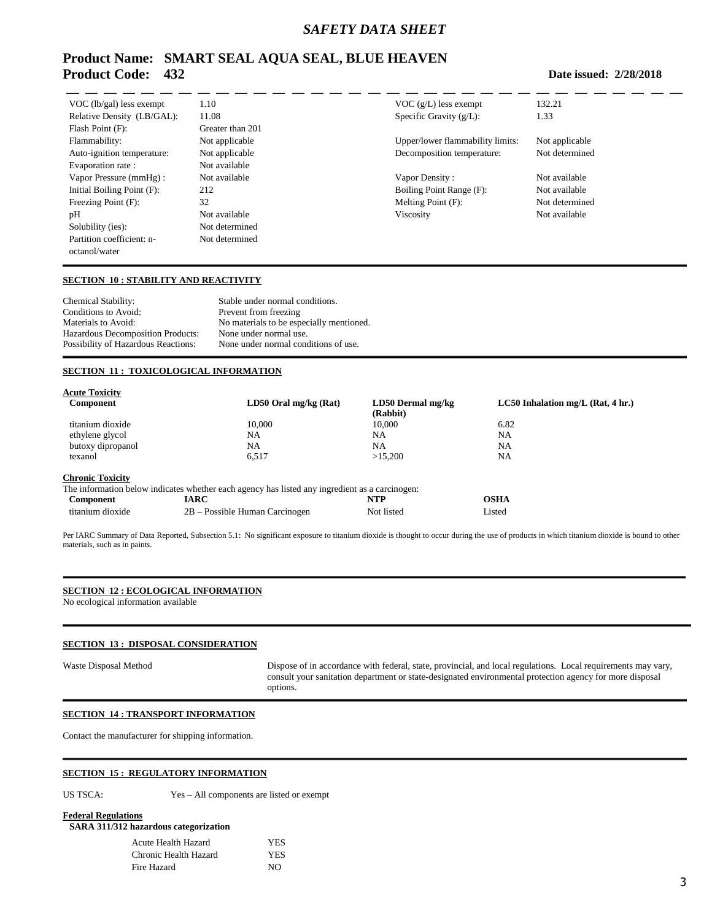# *SAFETY DATA SHEET*

**Product Name: SMART SEAL AQUA SEAL, BLUE HEAVEN**
**Product Code: 432** **Date issued: 2/28/2018**

| | | | |
|---|---|---|---|
| VOC (lb/gal) less exempt | 1.10 | VOC (g/L) less exempt | 132.21 |
| Relative Density (LB/GAL): | 11.08 | Specific Gravity (g/L): | 1.33 |
| Flash Point (F): | Greater than 201 | | |
| Flammability: | Not applicable | Upper/lower flammability limits: | Not applicable |
| Auto-ignition temperature: | Not applicable | Decomposition temperature: | Not determined |
| Evaporation rate : | Not available | | |
| Vapor Pressure (mmHg) : | Not available | Vapor Density : | Not available |
| Initial Boiling Point (F): | 212 | Boiling Point Range (F): | Not available |
| Freezing Point (F): | 32 | Melting Point (F): | Not determined |
| pH | Not available | Viscosity | Not available |
| Solubility (ies): | Not determined | | |
| Partition coefficient: n-octanol/water | Not determined | | |

## SECTION 10 : STABILITY AND REACTIVITY

| | |
|---|---|
| Chemical Stability: | Stable under normal conditions. |
| Conditions to Avoid: | Prevent from freezing |
| Materials to Avoid: | No materials to be especially mentioned. |
| Hazardous Decomposition Products: | None under normal use. |
| Possibility of Hazardous Reactions: | None under normal conditions of use. |

## SECTION 11 : TOXICOLOGICAL INFORMATION

**Acute Toxicity**

| Component | LD50 Oral mg/kg (Rat) | LD50 Dermal mg/kg (Rabbit) | LC50 Inhalation mg/L (Rat, 4 hr.) |
|---|---|---|---|
| titanium dioxide | 10,000 | 10,000 | 6.82 |
| ethylene glycol | NA | NA | NA |
| butoxy dipropanol | NA | NA | NA |
| texanol | 6,517 | >15,200 | NA |

**Chronic Toxicity**

The information below indicates whether each agency has listed any ingredient as a carcinogen:

| Component | IARC | NTP | OSHA |
|---|---|---|---|
| titanium dioxide | 2B – Possible Human Carcinogen | Not listed | Listed |

Per IARC Summary of Data Reported, Subsection 5.1: No significant exposure to titanium dioxide is thought to occur during the use of products in which titanium dioxide is bound to other materials, such as in paints.

## SECTION 12 : ECOLOGICAL INFORMATION

No ecological information available

## SECTION 13 : DISPOSAL CONSIDERATION

| | |
|---|---|
| Waste Disposal Method | Dispose of in accordance with federal, state, provincial, and local regulations. Local requirements may vary, consult your sanitation department or state-designated environmental protection agency for more disposal options. |

## SECTION 14 : TRANSPORT INFORMATION

Contact the manufacturer for shipping information.

## SECTION 15 : REGULATORY INFORMATION

US TSCA: Yes – All components are listed or exempt

**Federal Regulations**

**SARA 311/312 hazardous categorization**

| | |
|---|---|
| Acute Health Hazard | YES |
| Chronic Health Hazard | YES |
| Fire Hazard | NO |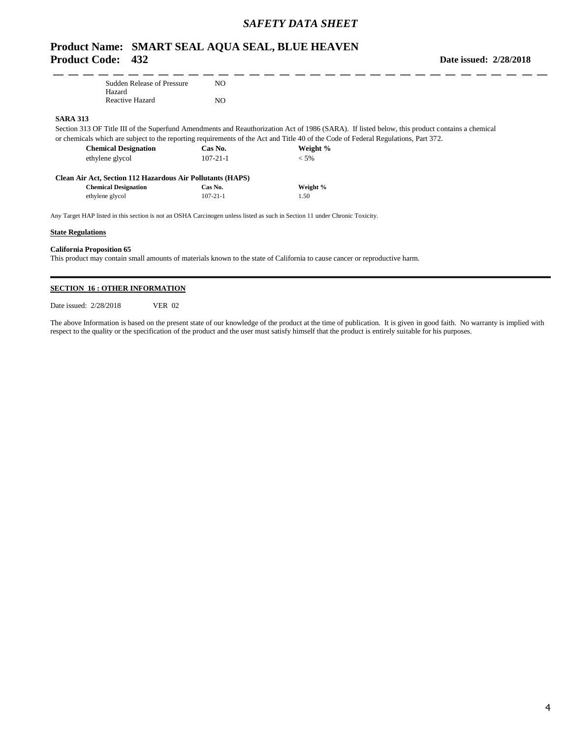| | |
|---|---|
| Sudden Release of Pressure Hazard | NO |
| Reactive Hazard | NO |

**SARA 313**

Section 313 OF Title III of the Superfund Amendments and Reauthorization Act of 1986 (SARA). If listed below, this product contains a chemical or chemicals which are subject to the reporting requirements of the Act and Title 40 of the Code of Federal Regulations, Part 372.

| Chemical Designation | Cas No. | Weight % |
|---|---|---|
| ethylene glycol | 107-21-1 | < 5% |

**Clean Air Act, Section 112 Hazardous Air Pollutants (HAPS)**

| Chemical Designation | Cas No. | Weight % |
|---|---|---|
| ethylene glycol | 107-21-1 | 1.50 |

Any Target HAP listed in this section is not an OSHA Carcinogen unless listed as such in Section 11 under Chronic Toxicity.

**State Regulations**

**California Proposition 65**

This product may contain small amounts of materials known to the state of California to cause cancer or reproductive harm.

## SECTION 16 : OTHER INFORMATION

Date issued: 2/28/2018 VER 02

The above Information is based on the present state of our knowledge of the product at the time of publication. It is given in good faith. No warranty is implied with respect to the quality or the specification of the product and the user must satisfy himself that the product is entirely suitable for his purposes.